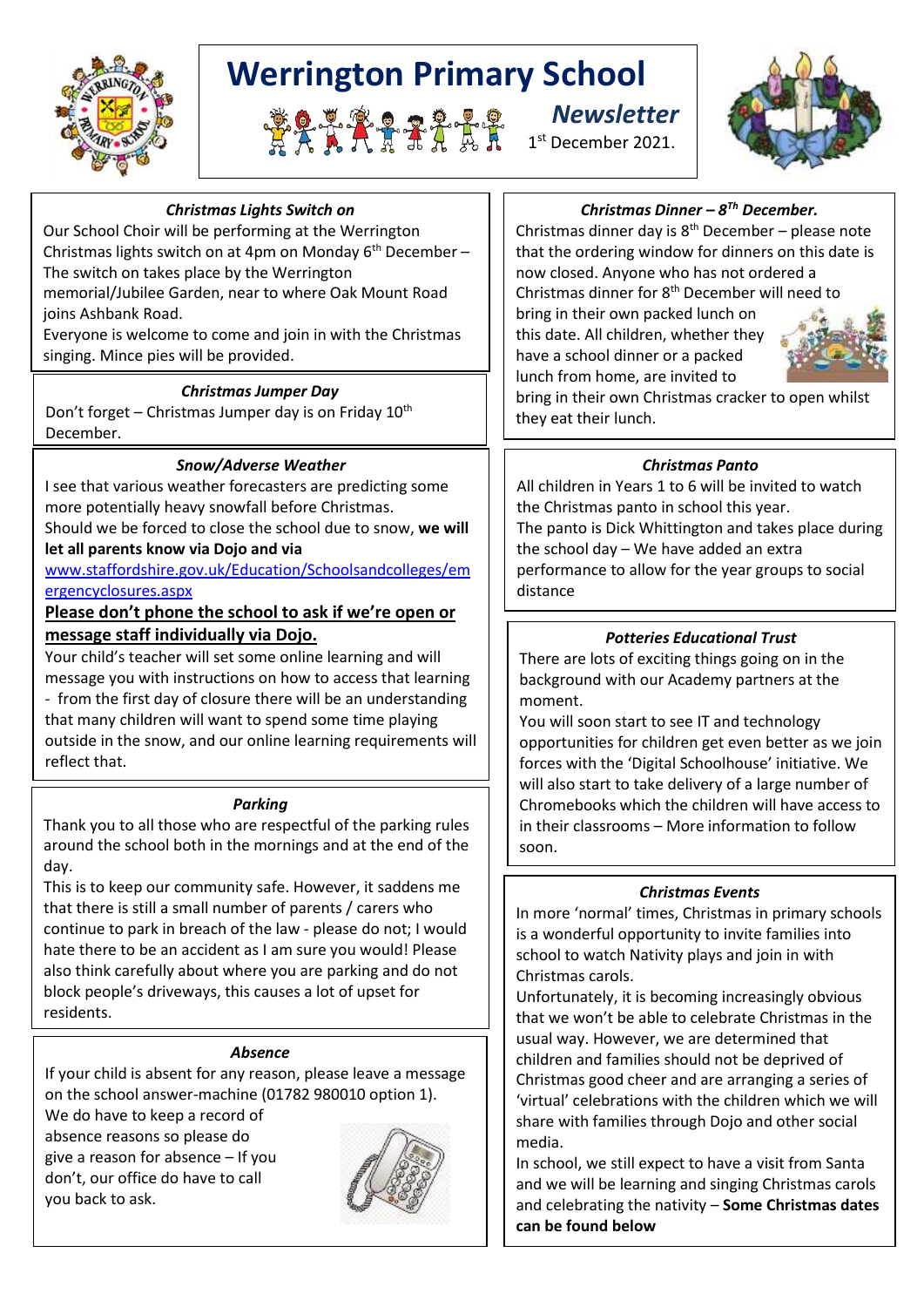# Werrington Primary School

## Newsletter

1st December 2021.

### *Christmas Lights Switch on*

Our School Choir will be performing at the Werrington Christmas lights switch on at 4pm on Monday 6th December – The switch on takes place by the Werrington memorial/Jubilee Garden, near to where Oak Mount Road joins Ashbank Road.

Everyone is welcome to come and join in with the Christmas singing. Mince pies will be provided.

### *Christmas Jumper Day*

Don't forget – Christmas Jumper day is on Friday 10th December.

### *Snow/Adverse Weather*

I see that various weather forecasters are predicting some more potentially heavy snowfall before Christmas.

Should we be forced to close the school due to snow, **we will let all parents know via Dojo and via** www.staffordshire.gov.uk/Education/Schoolsandcolleges/emergencyclosures.aspx

**Please don't phone the school to ask if we're open or message staff individually via Dojo.**

Your child's teacher will set some online learning and will message you with instructions on how to access that learning - from the first day of closure there will be an understanding that many children will want to spend some time playing outside in the snow, and our online learning requirements will reflect that.

### *Parking*

Thank you to all those who are respectful of the parking rules around the school both in the mornings and at the end of the day.

This is to keep our community safe. However, it saddens me that there is still a small number of parents / carers who continue to park in breach of the law - please do not; I would hate there to be an accident as I am sure you would! Please also think carefully about where you are parking and do not block people's driveways, this causes a lot of upset for residents.

### *Absence*

If your child is absent for any reason, please leave a message on the school answer-machine (01782 980010 option 1).

We do have to keep a record of absence reasons so please do give a reason for absence – If you don't, our office do have to call you back to ask.

### *Christmas Dinner – 8Th December.*

Christmas dinner day is 8th December – please note that the ordering window for dinners on this date is now closed. Anyone who has not ordered a Christmas dinner for 8th December will need to bring in their own packed lunch on this date. All children, whether they have a school dinner or a packed lunch from home, are invited to bring in their own Christmas cracker to open whilst they eat their lunch.

### *Christmas Panto*

All children in Years 1 to 6 will be invited to watch the Christmas panto in school this year.

The panto is Dick Whittington and takes place during the school day – We have added an extra performance to allow for the year groups to social distance

### *Potteries Educational Trust*

There are lots of exciting things going on in the background with our Academy partners at the moment.

You will soon start to see IT and technology opportunities for children get even better as we join forces with the 'Digital Schoolhouse' initiative. We will also start to take delivery of a large number of Chromebooks which the children will have access to in their classrooms – More information to follow soon.

### *Christmas Events*

In more 'normal' times, Christmas in primary schools is a wonderful opportunity to invite families into school to watch Nativity plays and join in with Christmas carols.

Unfortunately, it is becoming increasingly obvious that we won't be able to celebrate Christmas in the usual way. However, we are determined that children and families should not be deprived of Christmas good cheer and are arranging a series of 'virtual' celebrations with the children which we will share with families through Dojo and other social media.

In school, we still expect to have a visit from Santa and we will be learning and singing Christmas carols and celebrating the nativity – **Some Christmas dates can be found below**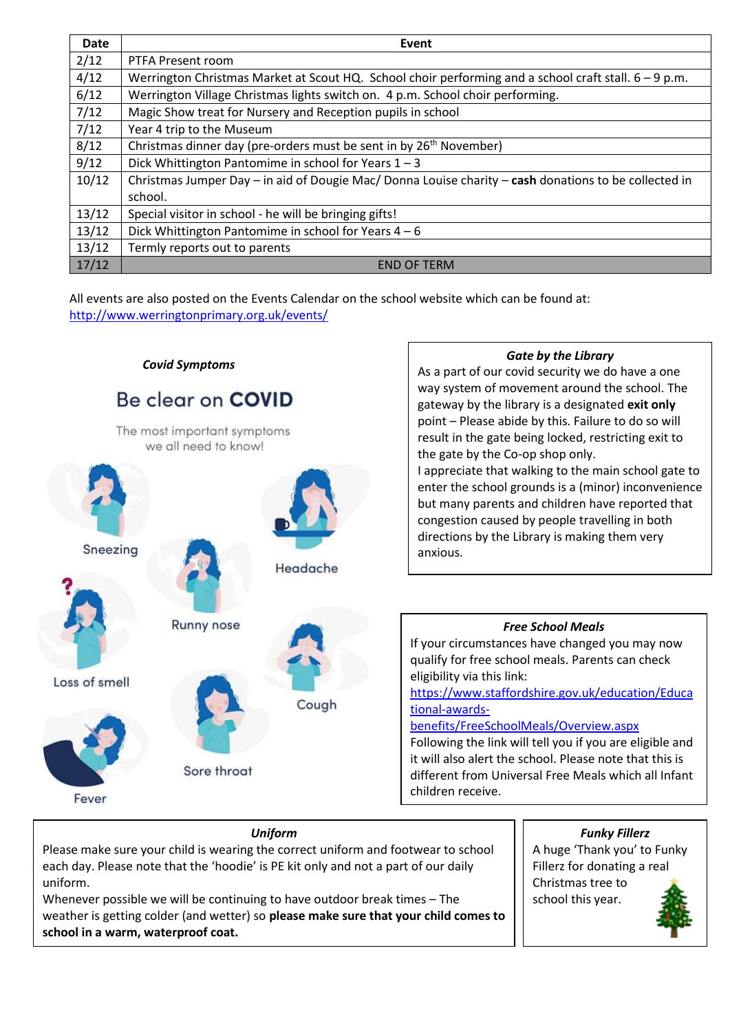| Date | Event |
|---|---|
| 2/12 | PTFA Present room |
| 4/12 | Werrington Christmas Market at Scout HQ. School choir performing and a school craft stall. 6 – 9 p.m. |
| 6/12 | Werrington Village Christmas lights switch on. 4 p.m. School choir performing. |
| 7/12 | Magic Show treat for Nursery and Reception pupils in school |
| 7/12 | Year 4 trip to the Museum |
| 8/12 | Christmas dinner day (pre-orders must be sent in by 26th November) |
| 9/12 | Dick Whittington Pantomime in school for Years 1 – 3 |
| 10/12 | Christmas Jumper Day – in aid of Dougie Mac/ Donna Louise charity – **cash** donations to be collected in school. |
| 13/12 | Special visitor in school - he will be bringing gifts! |
| 13/12 | Dick Whittington Pantomime in school for Years 4 – 6 |
| 13/12 | Termly reports out to parents |
| 17/12 | END OF TERM |

All events are also posted on the Events Calendar on the school website which can be found at: http://www.werringtonprimary.org.uk/events/

### *Covid Symptoms*

**Be clear on COVID**

The most important symptoms we all need to know!

Sneezing

Headache

Runny nose

Loss of smell

Cough

Sore throat

Fever

### *Gate by the Library*

As a part of our covid security we do have a one way system of movement around the school. The gateway by the library is a designated **exit only** point – Please abide by this. Failure to do so will result in the gate being locked, restricting exit to the gate by the Co-op shop only.

I appreciate that walking to the main school gate to enter the school grounds is a (minor) inconvenience but many parents and children have reported that congestion caused by people travelling in both directions by the Library is making them very anxious.

### *Free School Meals*

If your circumstances have changed you may now qualify for free school meals. Parents can check eligibility via this link: https://www.staffordshire.gov.uk/education/Educational-awards-benefits/FreeSchoolMeals/Overview.aspx

Following the link will tell you if you are eligible and it will also alert the school. Please note that this is different from Universal Free Meals which all Infant children receive.

### *Uniform*

Please make sure your child is wearing the correct uniform and footwear to school each day. Please note that the 'hoodie' is PE kit only and not a part of our daily uniform.

Whenever possible we will be continuing to have outdoor break times – The weather is getting colder (and wetter) so **please make sure that your child comes to school in a warm, waterproof coat.**

### *Funky Fillerz*

A huge 'Thank you' to Funky Fillerz for donating a real Christmas tree to school this year.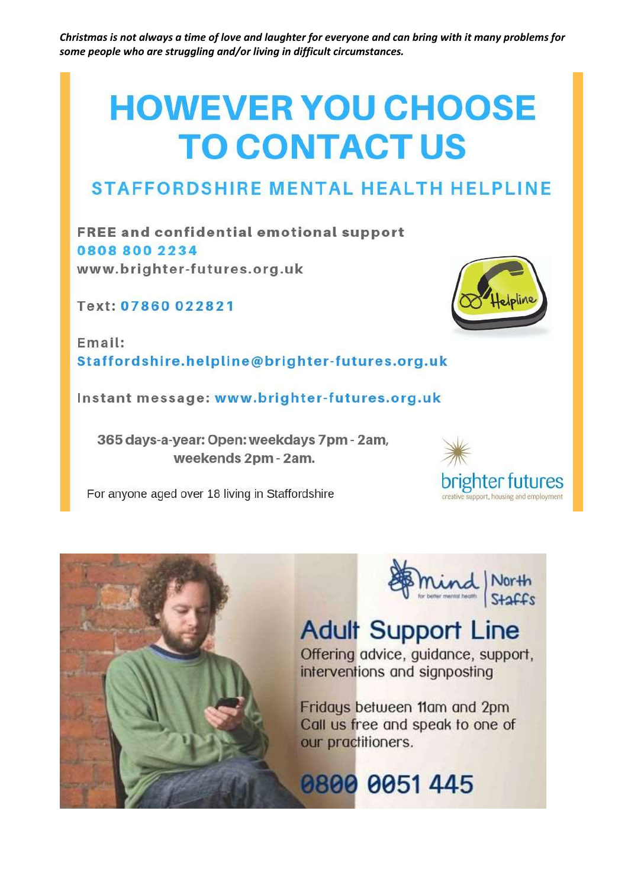***Christmas is not always a time of love and laughter for everyone and can bring with it many problems for some people who are struggling and/or living in difficult circumstances.***

# HOWEVER YOU CHOOSE TO CONTACT US

## STAFFORDSHIRE MENTAL HEALTH HELPLINE

**FREE and confidential emotional support**
**0808 800 2234**
www.brighter-futures.org.uk

Text: 07860 022821

Email:
Staffordshire.helpline@brighter-futures.org.uk

Instant message: www.brighter-futures.org.uk

**365 days-a-year: Open: weekdays 7pm - 2am, weekends 2pm - 2am.**

For anyone aged over 18 living in Staffordshire

brighter futures
creative support, housing and employment

mind for better mental health | North Staffs

## Adult Support Line

Offering advice, guidance, support, interventions and signposting

Fridays between 11am and 2pm
Call us free and speak to one of our practitioners.

**0800 0051 445**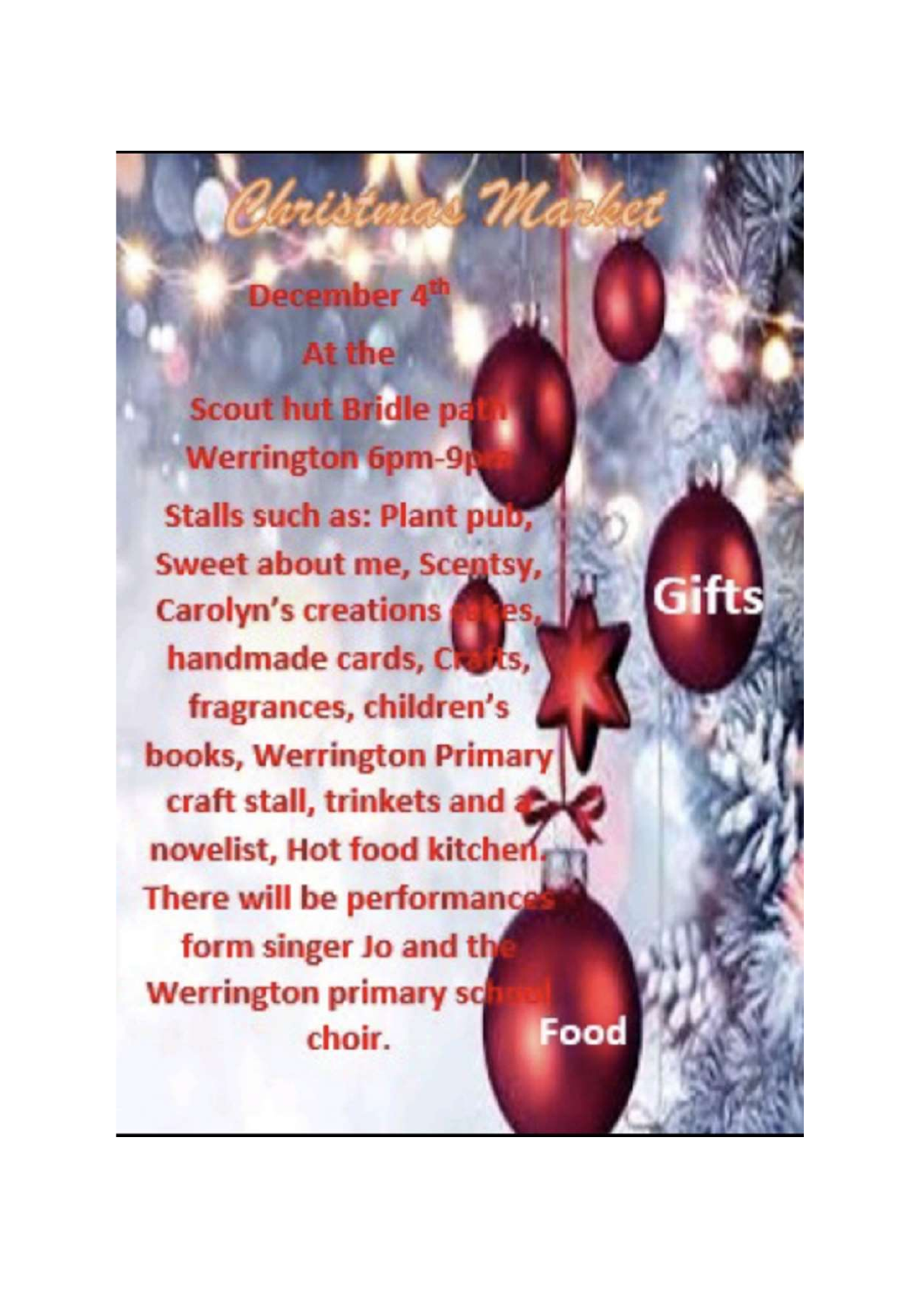# Christmas Market

December 4th

At the

Scout hut Bridle path

Werrington 6pm-9pm

Stalls such as: Plant pub, Sweet about me, Scentsy, Carolyn's creations cakes, handmade cards, Crafts, fragrances, children's books, Werrington Primary craft stall, trinkets and a novelist, Hot food kitchen.

There will be performances form singer Jo and the Werrington primary school choir.

Gifts

Food